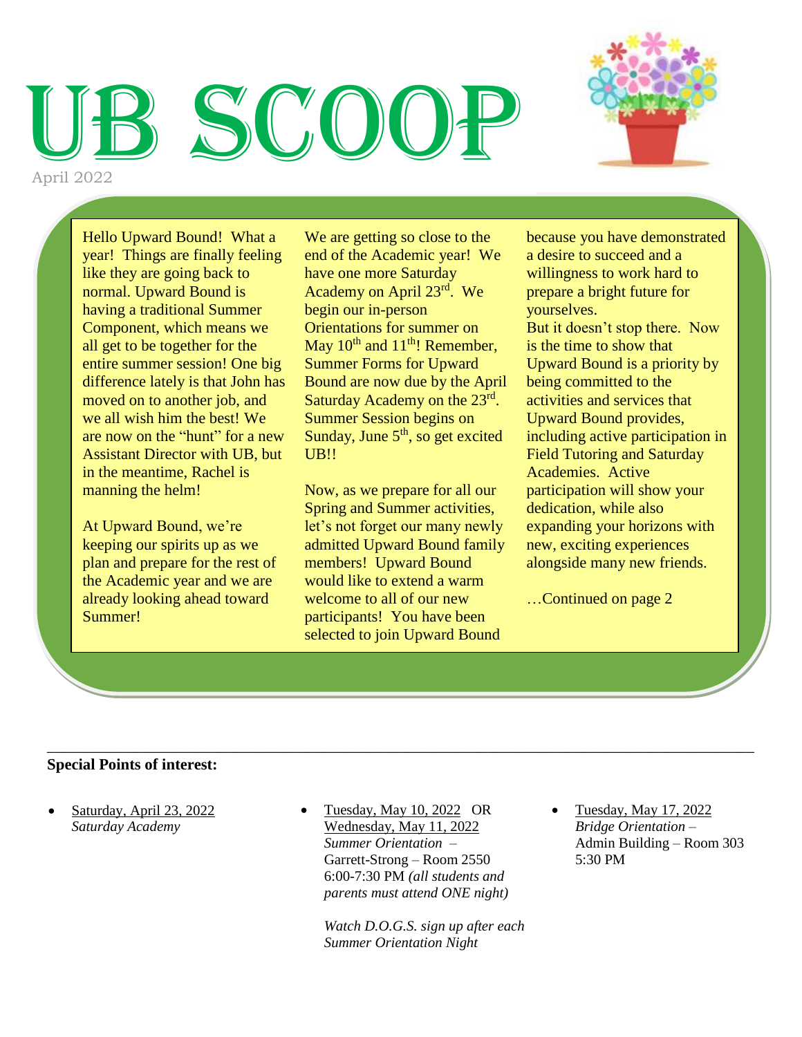# UB SCOOP

April 2022

Hello Upward Bound! What a year! Things are finally feeling like they are going back to normal. Upward Bound is having a traditional Summer Component, which means we all get to be together for the entire summer session! One big difference lately is that John has moved on to another job, and we all wish him the best! We are now on the "hunt" for a new Assistant Director with UB, but in the meantime, Rachel is manning the helm!

At Upward Bound, we're keeping our spirits up as we plan and prepare for the rest of the Academic year and we are already looking ahead toward Summer!

We are getting so close to the end of the Academic year! We have one more Saturday Academy on April 23rd. We begin our in-person Orientations for summer on May 10th and 11th! Remember, Summer Forms for Upward Bound are now due by the April Saturday Academy on the 23rd. Summer Session begins on Sunday, June 5th, so get excited UB!!

Now, as we prepare for all our Spring and Summer activities, let's not forget our many newly admitted Upward Bound family members! Upward Bound would like to extend a warm welcome to all of our new participants! You have been selected to join Upward Bound because you have demonstrated a desire to succeed and a willingness to work hard to prepare a bright future for yourselves.

But it doesn't stop there. Now is the time to show that Upward Bound is a priority by being committed to the activities and services that Upward Bound provides, including active participation in Field Tutoring and Saturday Academies. Active participation will show your dedication, while also expanding your horizons with new, exciting experiences alongside many new friends.

…Continued on page 2

---

**Special Points of interest:**

- Saturday, April 23, 2022
  *Saturday Academy*

- Tuesday, May 10, 2022 OR Wednesday, May 11, 2022
  *Summer Orientation* – Garrett-Strong – Room 2550
  6:00-7:30 PM *(all students and parents must attend ONE night)*

  *Watch D.O.G.S. sign up after each Summer Orientation Night*

- Tuesday, May 17, 2022
  *Bridge Orientation* – Admin Building – Room 303
  5:30 PM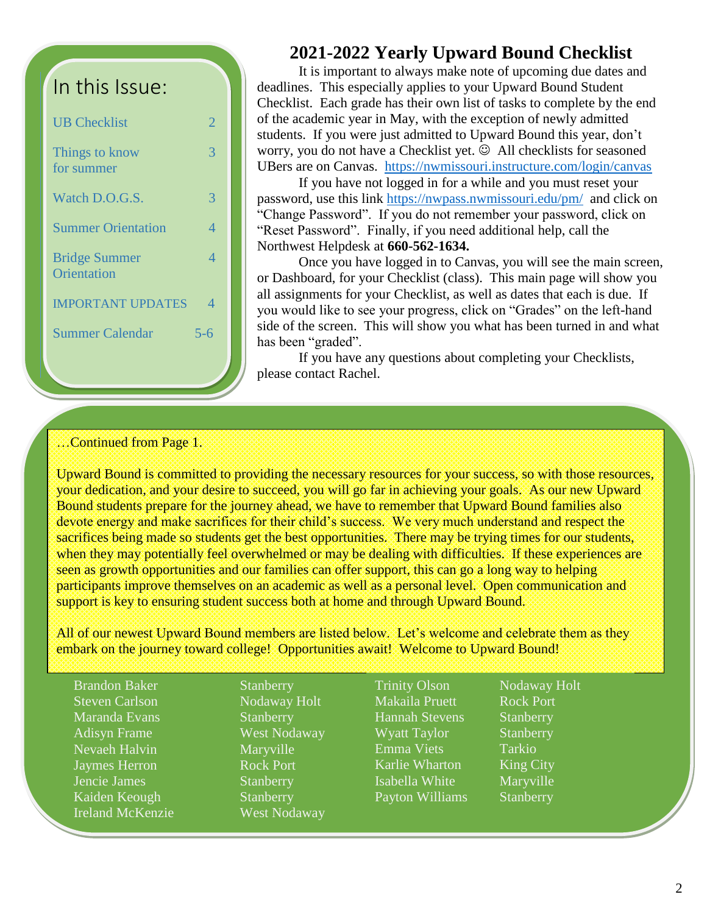## In this Issue:

| | |
|---|---|
| UB Checklist | 2 |
| Things to know for summer | 3 |
| Watch D.O.G.S. | 3 |
| Summer Orientation | 4 |
| Bridge Summer Orientation | 4 |
| IMPORTANT UPDATES | 4 |
| Summer Calendar | 5-6 |

# 2021-2022 Yearly Upward Bound Checklist

It is important to always make note of upcoming due dates and deadlines. This especially applies to your Upward Bound Student Checklist. Each grade has their own list of tasks to complete by the end of the academic year in May, with the exception of newly admitted students. If you were just admitted to Upward Bound this year, don't worry, you do not have a Checklist yet. ☺ All checklists for seasoned UBers are on Canvas. https://nwmissouri.instructure.com/login/canvas

If you have not logged in for a while and you must reset your password, use this link https://nwpass.nwmissouri.edu/pm/ and click on "Change Password". If you do not remember your password, click on "Reset Password". Finally, if you need additional help, call the Northwest Helpdesk at **660-562-1634.**

Once you have logged in to Canvas, you will see the main screen, or Dashboard, for your Checklist (class). This main page will show you all assignments for your Checklist, as well as dates that each is due. If you would like to see your progress, click on "Grades" on the left-hand side of the screen. This will show you what has been turned in and what has been "graded".

If you have any questions about completing your Checklists, please contact Rachel.

…Continued from Page 1.

Upward Bound is committed to providing the necessary resources for your success, so with those resources, your dedication, and your desire to succeed, you will go far in achieving your goals. As our new Upward Bound students prepare for the journey ahead, we have to remember that Upward Bound families also devote energy and make sacrifices for their child's success. We very much understand and respect the sacrifices being made so students get the best opportunities. There may be trying times for our students, when they may potentially feel overwhelmed or may be dealing with difficulties. If these experiences are seen as growth opportunities and our families can offer support, this can go a long way to helping participants improve themselves on an academic as well as a personal level. Open communication and support is key to ensuring student success both at home and through Upward Bound.

All of our newest Upward Bound members are listed below. Let's welcome and celebrate them as they embark on the journey toward college! Opportunities await! Welcome to Upward Bound!

| Name | School | Name | School |
|---|---|---|---|
| Brandon Baker | Stanberry | Trinity Olson | Nodaway Holt |
| Steven Carlson | Nodaway Holt | Makaila Pruett | Rock Port |
| Maranda Evans | Stanberry | Hannah Stevens | Stanberry |
| Adisyn Frame | West Nodaway | Wyatt Taylor | Stanberry |
| Nevaeh Halvin | Maryville | Emma Viets | Tarkio |
| Jaymes Herron | Rock Port | Karlie Wharton | King City |
| Jencie James | Stanberry | Isabella White | Maryville |
| Kaiden Keough | Stanberry | Payton Williams | Stanberry |
| Ireland McKenzie | West Nodaway | | |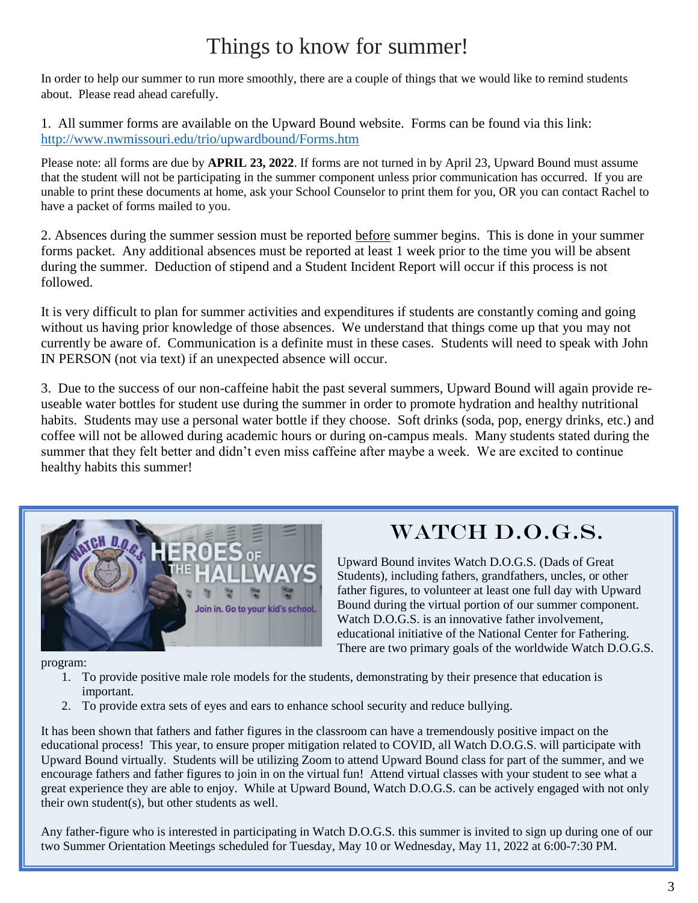# Things to know for summer!

In order to help our summer to run more smoothly, there are a couple of things that we would like to remind students about. Please read ahead carefully.

1. All summer forms are available on the Upward Bound website. Forms can be found via this link: [http://www.nwmissouri.edu/trio/upwardbound/Forms.htm](http://www.nwmissouri.edu/trio/upwardbound/Forms.htm)

Please note: all forms are due by **APRIL 23, 2022**. If forms are not turned in by April 23, Upward Bound must assume that the student will not be participating in the summer component unless prior communication has occurred. If you are unable to print these documents at home, ask your School Counselor to print them for you, OR you can contact Rachel to have a packet of forms mailed to you.

2. Absences during the summer session must be reported before summer begins. This is done in your summer forms packet. Any additional absences must be reported at least 1 week prior to the time you will be absent during the summer. Deduction of stipend and a Student Incident Report will occur if this process is not followed.

It is very difficult to plan for summer activities and expenditures if students are constantly coming and going without us having prior knowledge of those absences. We understand that things come up that you may not currently be aware of. Communication is a definite must in these cases. Students will need to speak with John IN PERSON (not via text) if an unexpected absence will occur.

3. Due to the success of our non-caffeine habit the past several summers, Upward Bound will again provide re-useable water bottles for student use during the summer in order to promote hydration and healthy nutritional habits. Students may use a personal water bottle if they choose. Soft drinks (soda, pop, energy drinks, etc.) and coffee will not be allowed during academic hours or during on-campus meals. Many students stated during the summer that they felt better and didn't even miss caffeine after maybe a week. We are excited to continue healthy habits this summer!

## WATCH D.O.G.S.

Upward Bound invites Watch D.O.G.S. (Dads of Great Students), including fathers, grandfathers, uncles, or other father figures, to volunteer at least one full day with Upward Bound during the virtual portion of our summer component. Watch D.O.G.S. is an innovative father involvement, educational initiative of the National Center for Fathering. There are two primary goals of the worldwide Watch D.O.G.S. program:

1. To provide positive male role models for the students, demonstrating by their presence that education is important.
2. To provide extra sets of eyes and ears to enhance school security and reduce bullying.

It has been shown that fathers and father figures in the classroom can have a tremendously positive impact on the educational process! This year, to ensure proper mitigation related to COVID, all Watch D.O.G.S. will participate with Upward Bound virtually. Students will be utilizing Zoom to attend Upward Bound class for part of the summer, and we encourage fathers and father figures to join in on the virtual fun! Attend virtual classes with your student to see what a great experience they are able to enjoy. While at Upward Bound, Watch D.O.G.S. can be actively engaged with not only their own student(s), but other students as well.

Any father-figure who is interested in participating in Watch D.O.G.S. this summer is invited to sign up during one of our two Summer Orientation Meetings scheduled for Tuesday, May 10 or Wednesday, May 11, 2022 at 6:00-7:30 PM.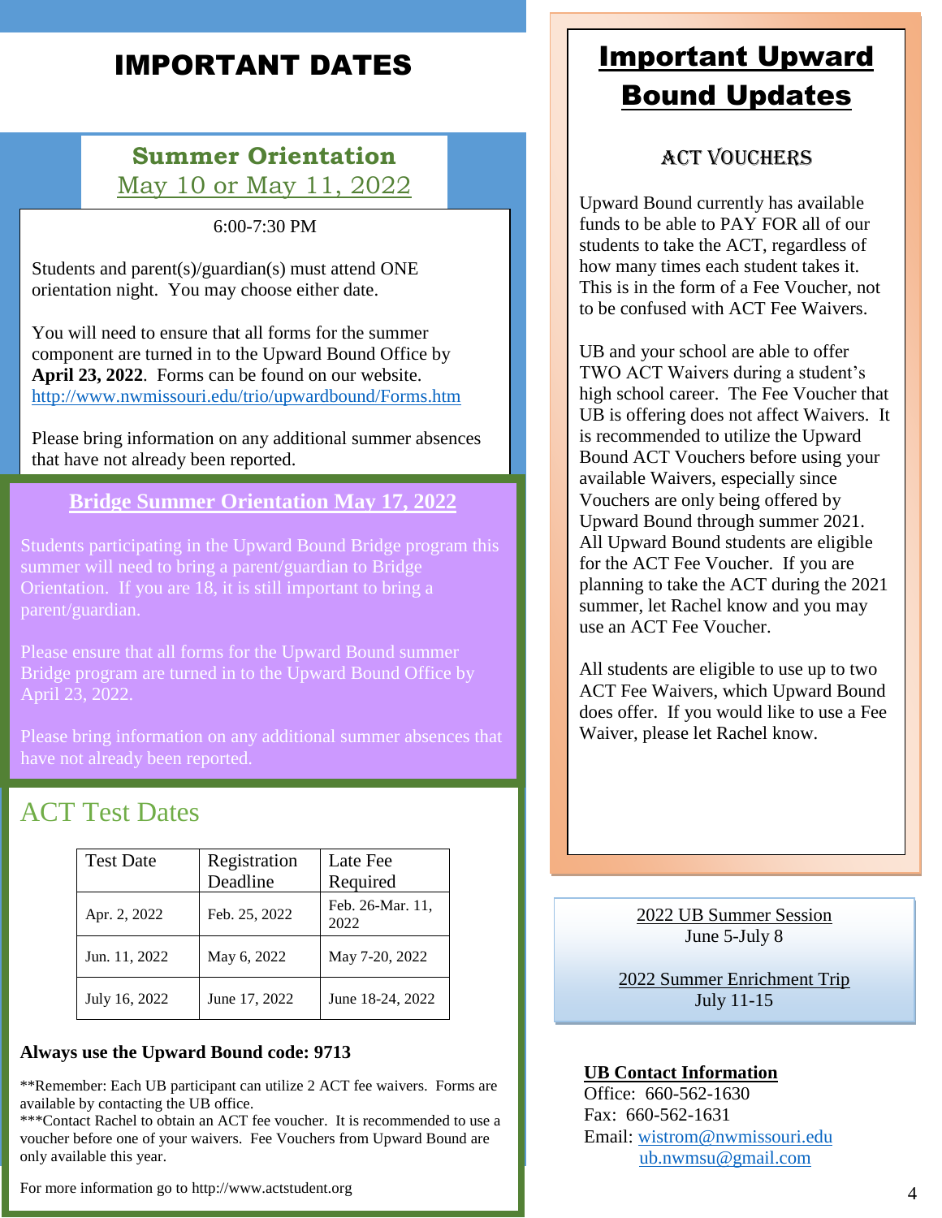# IMPORTANT DATES

## Summer Orientation
May 10 or May 11, 2022

6:00-7:30 PM

Students and parent(s)/guardian(s) must attend ONE orientation night. You may choose either date.

You will need to ensure that all forms for the summer component are turned in to the Upward Bound Office by **April 23, 2022**. Forms can be found on our website. http://www.nwmissouri.edu/trio/upwardbound/Forms.htm

Please bring information on any additional summer absences that have not already been reported.

## Bridge Summer Orientation May 17, 2022

Students participating in the Upward Bound Bridge program this summer will need to bring a parent/guardian to Bridge Orientation. If you are 18, it is still important to bring a parent/guardian.

Please ensure that all forms for the Upward Bound summer Bridge program are turned in to the Upward Bound Office by April 23, 2022.

Please bring information on any additional summer absences that have not already been reported.

## ACT Test Dates

| Test Date | Registration Deadline | Late Fee Required |
|---|---|---|
| Apr. 2, 2022 | Feb. 25, 2022 | Feb. 26-Mar. 11, 2022 |
| Jun. 11, 2022 | May 6, 2022 | May 7-20, 2022 |
| July 16, 2022 | June 17, 2022 | June 18-24, 2022 |

**Always use the Upward Bound code: 9713**

**Remember: Each UB participant can utilize 2 ACT fee waivers. Forms are available by contacting the UB office.

***Contact Rachel to obtain an ACT fee voucher. It is recommended to use a voucher before one of your waivers. Fee Vouchers from Upward Bound are only available this year.

For more information go to http://www.actstudent.org

# Important Upward Bound Updates

### ACT VOUCHERS

Upward Bound currently has available funds to be able to PAY FOR all of our students to take the ACT, regardless of how many times each student takes it. This is in the form of a Fee Voucher, not to be confused with ACT Fee Waivers.

UB and your school are able to offer TWO ACT Waivers during a student's high school career. The Fee Voucher that UB is offering does not affect Waivers. It is recommended to utilize the Upward Bound ACT Vouchers before using your available Waivers, especially since Vouchers are only being offered by Upward Bound through summer 2021. All Upward Bound students are eligible for the ACT Fee Voucher. If you are planning to take the ACT during the 2021 summer, let Rachel know and you may use an ACT Fee Voucher.

All students are eligible to use up to two ACT Fee Waivers, which Upward Bound does offer. If you would like to use a Fee Waiver, please let Rachel know.

2022 UB Summer Session
June 5-July 8

2022 Summer Enrichment Trip
July 11-15

**UB Contact Information**
Office: 660-562-1630
Fax: 660-562-1631
Email: wistrom@nwmissouri.edu
ub.nwmsu@gmail.com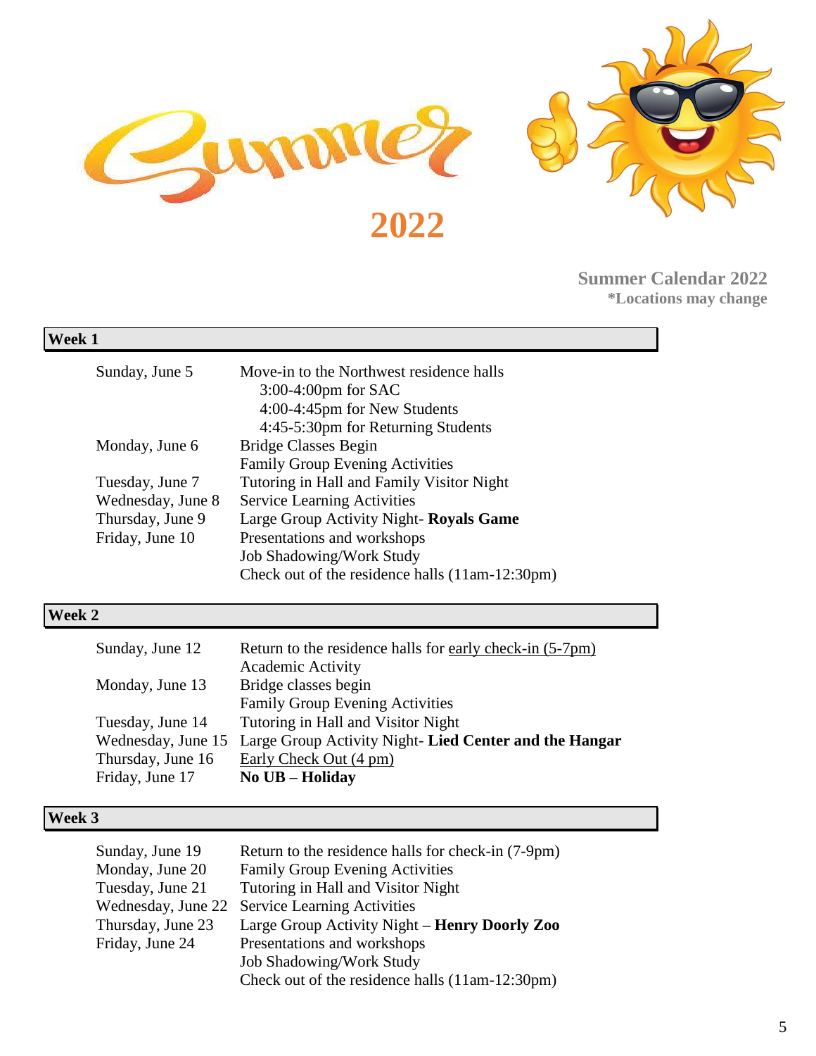# Summer 2022

**Summer Calendar 2022**
***Locations may change**

## Week 1

| | |
|---|---|
| Sunday, June 5 | Move-in to the Northwest residence halls<br>3:00-4:00pm for SAC<br>4:00-4:45pm for New Students<br>4:45-5:30pm for Returning Students |
| Monday, June 6 | Bridge Classes Begin<br>Family Group Evening Activities |
| Tuesday, June 7 | Tutoring in Hall and Family Visitor Night |
| Wednesday, June 8 | Service Learning Activities |
| Thursday, June 9 | Large Group Activity Night- **Royals Game** |
| Friday, June 10 | Presentations and workshops<br>Job Shadowing/Work Study<br>Check out of the residence halls (11am-12:30pm) |

## Week 2

| | |
|---|---|
| Sunday, June 12 | Return to the residence halls for early check-in (5-7pm)<br>Academic Activity |
| Monday, June 13 | Bridge classes begin<br>Family Group Evening Activities |
| Tuesday, June 14 | Tutoring in Hall and Visitor Night |
| Wednesday, June 15 | Large Group Activity Night- **Lied Center and the Hangar** |
| Thursday, June 16 | Early Check Out (4 pm) |
| Friday, June 17 | **No UB – Holiday** |

## Week 3

| | |
|---|---|
| Sunday, June 19 | Return to the residence halls for check-in (7-9pm) |
| Monday, June 20 | Family Group Evening Activities |
| Tuesday, June 21 | Tutoring in Hall and Visitor Night |
| Wednesday, June 22 | Service Learning Activities |
| Thursday, June 23 | Large Group Activity Night – **Henry Doorly Zoo** |
| Friday, June 24 | Presentations and workshops<br>Job Shadowing/Work Study<br>Check out of the residence halls (11am-12:30pm) |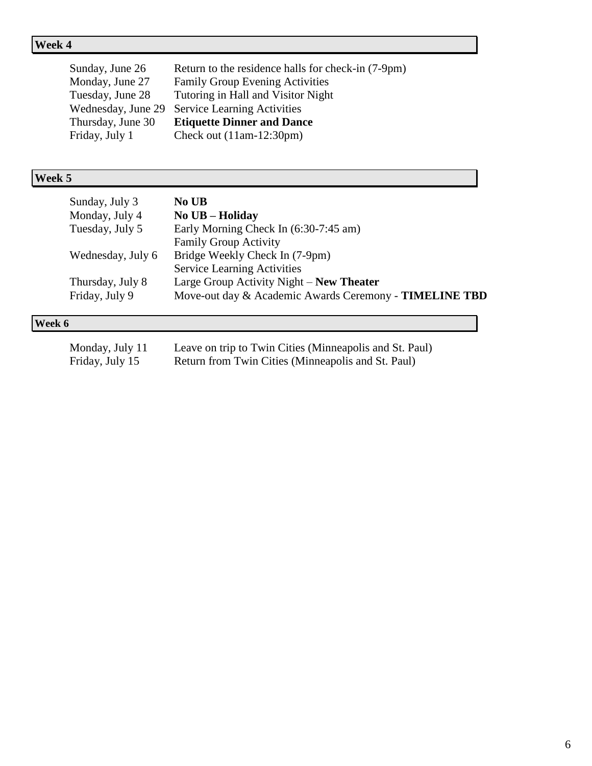## Week 4

| | |
|---|---|
| Sunday, June 26 | Return to the residence halls for check-in (7-9pm) |
| Monday, June 27 | Family Group Evening Activities |
| Tuesday, June 28 | Tutoring in Hall and Visitor Night |
| Wednesday, June 29 | Service Learning Activities |
| Thursday, June 30 | **Etiquette Dinner and Dance** |
| Friday, July 1 | Check out (11am-12:30pm) |

## Week 5

| | |
|---|---|
| Sunday, July 3 | **No UB** |
| Monday, July 4 | **No UB – Holiday** |
| Tuesday, July 5 | Early Morning Check In (6:30-7:45 am)<br>Family Group Activity |
| Wednesday, July 6 | Bridge Weekly Check In (7-9pm)<br>Service Learning Activities |
| Thursday, July 8 | Large Group Activity Night – **New Theater** |
| Friday, July 9 | Move-out day & Academic Awards Ceremony - **TIMELINE TBD** |

## Week 6

| | |
|---|---|
| Monday, July 11 | Leave on trip to Twin Cities (Minneapolis and St. Paul) |
| Friday, July 15 | Return from Twin Cities (Minneapolis and St. Paul) |